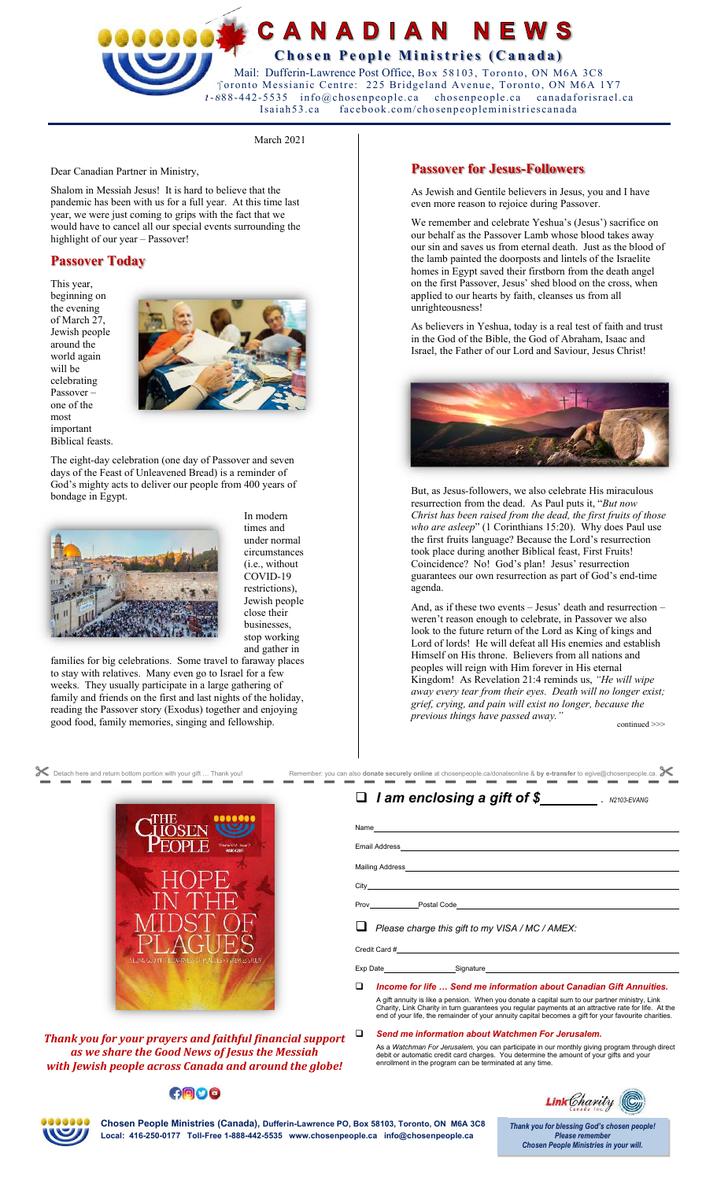# CANADIAN NEWS

**Chosen People Ministries (Canada)**

Mail: Dufferin-Lawrence Post Office, Box 58103, Toronto, ON M6A 3C8
Toronto Messianic Centre: 225 Bridgeland Avenue, Toronto, ON M6A 1Y7
t-888-442-5535 info@chosenpeople.ca chosenpeople.ca canadaforisrael.ca
Isaiah53.ca facebook.com/chosenpeopleministriescanada

March 2021

Dear Canadian Partner in Ministry,

Shalom in Messiah Jesus! It is hard to believe that the pandemic has been with us for a full year. At this time last year, we were just coming to grips with the fact that we would have to cancel all our special events surrounding the highlight of our year – Passover!

## Passover Today

This year, beginning on the evening of March 27, Jewish people around the world again will be celebrating Passover – one of the most important Biblical feasts.

The eight-day celebration (one day of Passover and seven days of the Feast of Unleavened Bread) is a reminder of God's mighty acts to deliver our people from 400 years of bondage in Egypt.

In modern times and under normal circumstances (i.e., without COVID-19 restrictions), Jewish people close their businesses, stop working and gather in families for big celebrations. Some travel to faraway places to stay with relatives. Many even go to Israel for a few weeks. They usually participate in a large gathering of family and friends on the first and last nights of the holiday, reading the Passover story (Exodus) together and enjoying good food, family memories, singing and fellowship.

## Passover for Jesus-Followers

As Jewish and Gentile believers in Jesus, you and I have even more reason to rejoice during Passover.

We remember and celebrate Yeshua's (Jesus') sacrifice on our behalf as the Passover Lamb whose blood takes away our sin and saves us from eternal death. Just as the blood of the lamb painted the doorposts and lintels of the Israelite homes in Egypt saved their firstborn from the death angel on the first Passover, Jesus' shed blood on the cross, when applied to our hearts by faith, cleanses us from all unrighteousness!

As believers in Yeshua, today is a real test of faith and trust in the God of the Bible, the God of Abraham, Isaac and Israel, the Father of our Lord and Saviour, Jesus Christ!

But, as Jesus-followers, we also celebrate His miraculous resurrection from the dead. As Paul puts it, "*But now Christ has been raised from the dead, the first fruits of those who are asleep*" (1 Corinthians 15:20). Why does Paul use the first fruits language? Because the Lord's resurrection took place during another Biblical feast, First Fruits! Coincidence? No! God's plan! Jesus' resurrection guarantees our own resurrection as part of God's end-time agenda.

And, as if these two events – Jesus' death and resurrection – weren't reason enough to celebrate, in Passover we also look to the future return of the Lord as King of kings and Lord of lords! He will defeat all His enemies and establish Himself on His throne. Believers from all nations and peoples will reign with Him forever in His eternal Kingdom! As Revelation 21:4 reminds us, *"He will wipe away every tear from their eyes. Death will no longer exist; grief, crying, and pain will exist no longer, because the previous things have passed away."*

continued >>>

---

Detach here and return bottom portion with your gift … Thank you! Remember: you can also **donate securely online** at chosenpeople.ca/donateonline & **by e-transfer** to egive@chosenpeople.ca.

THE CHOSEN PEOPLE — HOPE IN THE MIDST OF PLAGUES

***Thank you for your prayers and faithful financial support as we share the Good News of Jesus the Messiah with Jewish people across Canada and around the globe!***

- [ ] ***I am enclosing a gift of $*** ________ . *N2103-EVANG*

Name ____________________

Email Address ____________________

Mailing Address ____________________

City ____________________

Prov ________ Postal Code ____________________

- [ ] *Please charge this gift to my VISA / MC / AMEX:*

Credit Card # ____________________

Exp Date ________ Signature ____________________

- [ ] ***Income for life … Send me information about Canadian Gift Annuities.***

A gift annuity is like a pension. When you donate a capital sum to our partner ministry, Link Charity, Link Charity in turn guarantees you regular payments at an attractive rate for life. At the end of your life, the remainder of your annuity capital becomes a gift for your favourite charities.

- [ ] ***Send me information about Watchmen For Jerusalem.***

As a *Watchmen For Jerusalem*, you can participate in our monthly giving program through direct debit or automatic credit card charges. You determine the amount of your gifts and your enrollment in the program can be terminated at any time.

**Chosen People Ministries (Canada), Dufferin-Lawrence PO, Box 58103, Toronto, ON M6A 3C8**
**Local: 416-250-0177 Toll-Free 1-888-442-5535 www.chosenpeople.ca info@chosenpeople.ca**

Link Charity Canada Inc.

***Thank you for blessing God's chosen people! Please remember Chosen People Ministries in your will.***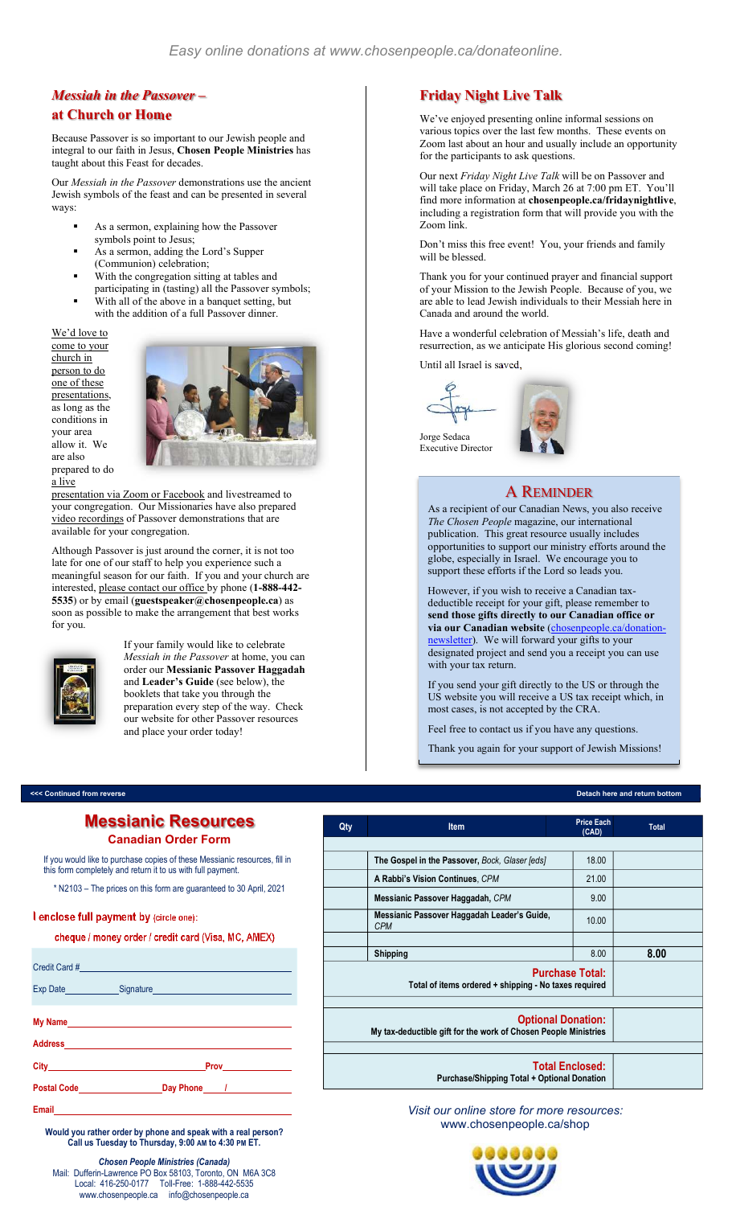*Easy online donations at www.chosenpeople.ca/donateonline.*

## *Messiah in the Passover* – at Church or Home

Because Passover is so important to our Jewish people and integral to our faith in Jesus, **Chosen People Ministries** has taught about this Feast for decades.

Our *Messiah in the Passover* demonstrations use the ancient Jewish symbols of the feast and can be presented in several ways:

- As a sermon, explaining how the Passover symbols point to Jesus;
- As a sermon, adding the Lord's Supper (Communion) celebration;
- With the congregation sitting at tables and participating in (tasting) all the Passover symbols;
- With all of the above in a banquet setting, but with the addition of a full Passover dinner.

We'd love to come to your church in person to do one of these presentations, as long as the conditions in your area allow it. We are also prepared to do a live presentation via Zoom or Facebook and livestreamed to your congregation. Our Missionaries have also prepared video recordings of Passover demonstrations that are available for your congregation.

Although Passover is just around the corner, it is not too late for one of our staff to help you experience such a meaningful season for our faith. If you and your church are interested, please contact our office by phone (**1-888-442-5535**) or by email (**guestspeaker@chosenpeople.ca**) as soon as possible to make the arrangement that best works for you.

If your family would like to celebrate *Messiah in the Passover* at home, you can order our **Messianic Passover Haggadah** and **Leader's Guide** (see below), the booklets that take you through the preparation every step of the way. Check our website for other Passover resources and place your order today!

## Friday Night Live Talk

We've enjoyed presenting online informal sessions on various topics over the last few months. These events on Zoom last about an hour and usually include an opportunity for the participants to ask questions.

Our next *Friday Night Live Talk* will be on Passover and will take place on Friday, March 26 at 7:00 pm ET. You'll find more information at **chosenpeople.ca/fridaynightlive**, including a registration form that will provide you with the Zoom link.

Don't miss this free event! You, your friends and family will be blessed.

Thank you for your continued prayer and financial support of your Mission to the Jewish People. Because of you, we are able to lead Jewish individuals to their Messiah here in Canada and around the world.

Have a wonderful celebration of Messiah's life, death and resurrection, as we anticipate His glorious second coming!

Until all Israel is saved,

Jorge Sedaca
Executive Director

## A Reminder

As a recipient of our Canadian News, you also receive *The Chosen People* magazine, our international publication. This great resource usually includes opportunities to support our ministry efforts around the globe, especially in Israel. We encourage you to support these efforts if the Lord so leads you.

However, if you wish to receive a Canadian tax-deductible receipt for your gift, please remember to **send those gifts directly to our Canadian office or via our Canadian website** (chosenpeople.ca/donation-newsletter). We will forward your gifts to your designated project and send you a receipt you can use with your tax return.

If you send your gift directly to the US or through the US website you will receive a US tax receipt which, in most cases, is not accepted by the CRA.

Feel free to contact us if you have any questions.

Thank you again for your support of Jewish Missions!

**<<< Continued from reverse** — **Detach here and return bottom**

## Messianic Resources
### Canadian Order Form

If you would like to purchase copies of these Messianic resources, fill in this form completely and return it to us with full payment.

\* N2103 – The prices on this form are guaranteed to 30 April, 2021

**I enclose full payment by** (circle one):

cheque / money order / credit card (Visa, MC, AMEX)

Credit Card # ______________________

Exp Date __________ Signature ______________________

**My Name** ______________________

**Address** ______________________

**City** ______________ **Prov** __________

**Postal Code** __________ **Day Phone** ____ / ______

**Email** ______________________

**Would you rather order by phone and speak with a real person? Call us Tuesday to Thursday, 9:00 AM to 4:30 PM ET.**

***Chosen People Ministries (Canada)***
Mail: Dufferin-Lawrence PO Box 58103, Toronto, ON M6A 3C8
Local: 416-250-0177 Toll-Free: 1-888-442-5535
www.chosenpeople.ca info@chosenpeople.ca

| Qty | Item | Price Each (CAD) | Total |
|---|---|---|---|
| | **The Gospel in the Passover**, *Book, Glaser [eds]* | 18.00 | |
| | **A Rabbi's Vision Continues**, *CPM* | 21.00 | |
| | **Messianic Passover Haggadah**, *CPM* | 9.00 | |
| | **Messianic Passover Haggadah Leader's Guide**, *CPM* | 10.00 | |
| | **Shipping** | 8.00 | **8.00** |
| **Purchase Total:** Total of items ordered + shipping - No taxes required | | | |
| **Optional Donation:** My tax-deductible gift for the work of Chosen People Ministries | | | |
| **Total Enclosed:** Purchase/Shipping Total + Optional Donation | | | |

*Visit our online store for more resources:*
www.chosenpeople.ca/shop